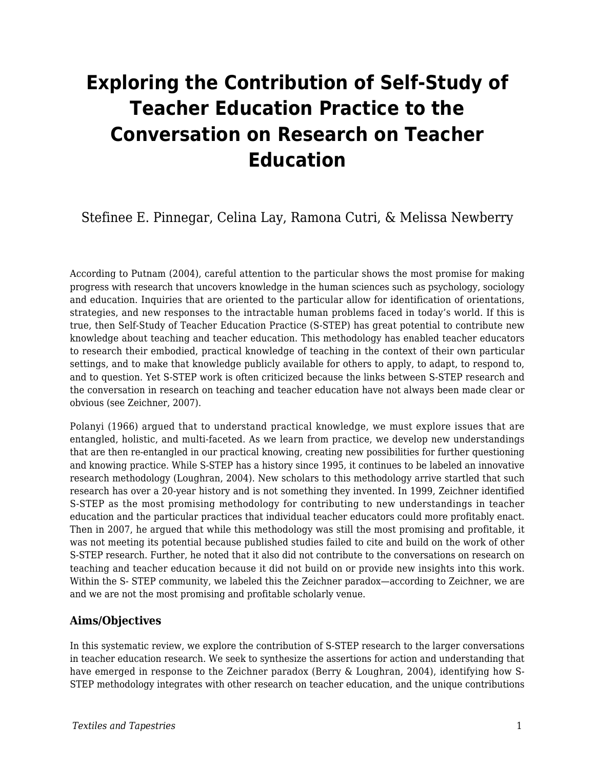# Exploring the Contribution of Self-Study of Teacher Education Practice to the Conversation on Research on Teacher Education

Stefinee E. Pinnegar, Celina Lay, Ramona Cutri, & Melissa Newberry

According to Putnam (2004), careful attention to the particular shows the most promise for making progress with research that uncovers knowledge in the human sciences such as psychology, sociology and education. Inquiries that are oriented to the particular allow for identification of orientations, strategies, and new responses to the intractable human problems faced in today's world. If this is true, then Self-Study of Teacher Education Practice (S-STEP) has great potential to contribute new knowledge about teaching and teacher education. This methodology has enabled teacher educators to research their embodied, practical knowledge of teaching in the context of their own particular settings, and to make that knowledge publicly available for others to apply, to adapt, to respond to, and to question. Yet S-STEP work is often criticized because the links between S-STEP research and the conversation in research on teaching and teacher education have not always been made clear or obvious (see Zeichner, 2007).

Polanyi (1966) argued that to understand practical knowledge, we must explore issues that are entangled, holistic, and multi-faceted. As we learn from practice, we develop new understandings that are then re-entangled in our practical knowing, creating new possibilities for further questioning and knowing practice. While S-STEP has a history since 1995, it continues to be labeled an innovative research methodology (Loughran, 2004). New scholars to this methodology arrive startled that such research has over a 20-year history and is not something they invented. In 1999, Zeichner identified S-STEP as the most promising methodology for contributing to new understandings in teacher education and the particular practices that individual teacher educators could more profitably enact. Then in 2007, he argued that while this methodology was still the most promising and profitable, it was not meeting its potential because published studies failed to cite and build on the work of other S-STEP research. Further, he noted that it also did not contribute to the conversations on research on teaching and teacher education because it did not build on or provide new insights into this work. Within the S- STEP community, we labeled this the Zeichner paradox—according to Zeichner, we are and we are not the most promising and profitable scholarly venue.

### Aims/Objectives

In this systematic review, we explore the contribution of S-STEP research to the larger conversations in teacher education research. We seek to synthesize the assertions for action and understanding that have emerged in response to the Zeichner paradox (Berry & Loughran, 2004), identifying how S-STEP methodology integrates with other research on teacher education, and the unique contributions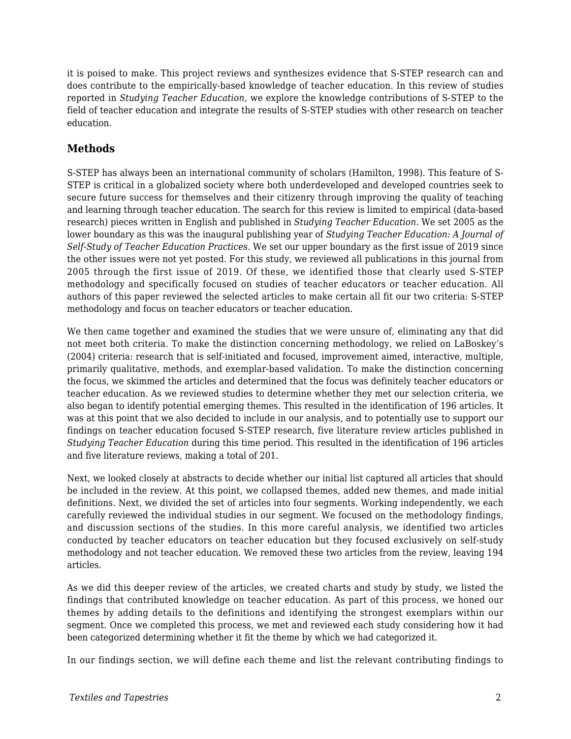it is poised to make. This project reviews and synthesizes evidence that S-STEP research can and does contribute to the empirically-based knowledge of teacher education. In this review of studies reported in *Studying Teacher Education,* we explore the knowledge contributions of S-STEP to the field of teacher education and integrate the results of S-STEP studies with other research on teacher education.

## Methods

S-STEP has always been an international community of scholars (Hamilton, 1998). This feature of S-STEP is critical in a globalized society where both underdeveloped and developed countries seek to secure future success for themselves and their citizenry through improving the quality of teaching and learning through teacher education. The search for this review is limited to empirical (data-based research) pieces written in English and published in *Studying Teacher Education*. We set 2005 as the lower boundary as this was the inaugural publishing year of *Studying Teacher Education: A Journal of Self-Study of Teacher Education Practices.* We set our upper boundary as the first issue of 2019 since the other issues were not yet posted. For this study, we reviewed all publications in this journal from 2005 through the first issue of 2019. Of these, we identified those that clearly used S-STEP methodology and specifically focused on studies of teacher educators or teacher education. All authors of this paper reviewed the selected articles to make certain all fit our two criteria: S-STEP methodology and focus on teacher educators or teacher education.

We then came together and examined the studies that we were unsure of, eliminating any that did not meet both criteria. To make the distinction concerning methodology, we relied on LaBoskey's (2004) criteria: research that is self-initiated and focused, improvement aimed, interactive, multiple, primarily qualitative, methods, and exemplar-based validation. To make the distinction concerning the focus, we skimmed the articles and determined that the focus was definitely teacher educators or teacher education. As we reviewed studies to determine whether they met our selection criteria, we also began to identify potential emerging themes. This resulted in the identification of 196 articles. It was at this point that we also decided to include in our analysis, and to potentially use to support our findings on teacher education focused S-STEP research, five literature review articles published in *Studying Teacher Education* during this time period. This resulted in the identification of 196 articles and five literature reviews, making a total of 201.

Next, we looked closely at abstracts to decide whether our initial list captured all articles that should be included in the review. At this point, we collapsed themes, added new themes, and made initial definitions. Next, we divided the set of articles into four segments. Working independently, we each carefully reviewed the individual studies in our segment. We focused on the methodology findings, and discussion sections of the studies. In this more careful analysis, we identified two articles conducted by teacher educators on teacher education but they focused exclusively on self-study methodology and not teacher education. We removed these two articles from the review, leaving 194 articles.

As we did this deeper review of the articles, we created charts and study by study, we listed the findings that contributed knowledge on teacher education. As part of this process, we honed our themes by adding details to the definitions and identifying the strongest exemplars within our segment. Once we completed this process, we met and reviewed each study considering how it had been categorized determining whether it fit the theme by which we had categorized it.

In our findings section, we will define each theme and list the relevant contributing findings to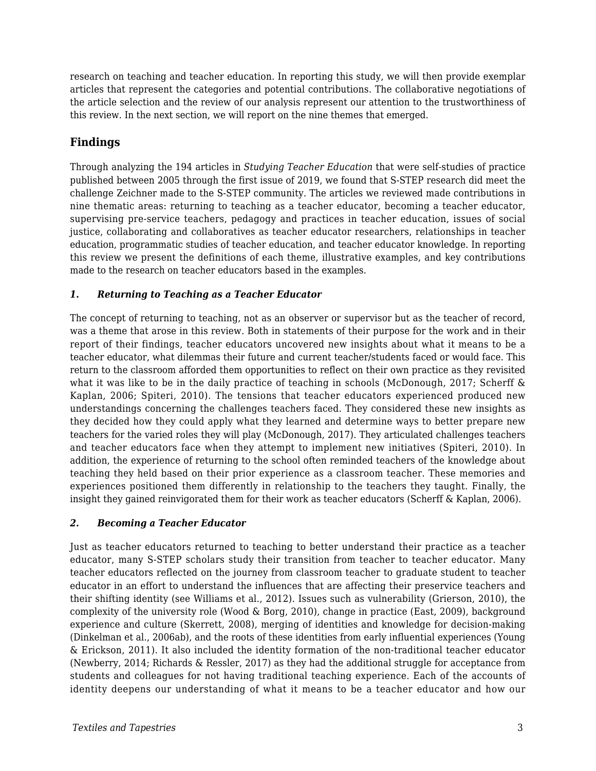research on teaching and teacher education. In reporting this study, we will then provide exemplar articles that represent the categories and potential contributions. The collaborative negotiations of the article selection and the review of our analysis represent our attention to the trustworthiness of this review. In the next section, we will report on the nine themes that emerged.

## Findings

Through analyzing the 194 articles in *Studying Teacher Education* that were self-studies of practice published between 2005 through the first issue of 2019, we found that S-STEP research did meet the challenge Zeichner made to the S-STEP community. The articles we reviewed made contributions in nine thematic areas: returning to teaching as a teacher educator, becoming a teacher educator, supervising pre-service teachers, pedagogy and practices in teacher education, issues of social justice, collaborating and collaboratives as teacher educator researchers, relationships in teacher education, programmatic studies of teacher education, and teacher educator knowledge. In reporting this review we present the definitions of each theme, illustrative examples, and key contributions made to the research on teacher educators based in the examples.

### *1. Returning to Teaching as a Teacher Educator*

The concept of returning to teaching, not as an observer or supervisor but as the teacher of record, was a theme that arose in this review. Both in statements of their purpose for the work and in their report of their findings, teacher educators uncovered new insights about what it means to be a teacher educator, what dilemmas their future and current teacher/students faced or would face. This return to the classroom afforded them opportunities to reflect on their own practice as they revisited what it was like to be in the daily practice of teaching in schools (McDonough, 2017; Scherff & Kaplan, 2006; Spiteri, 2010). The tensions that teacher educators experienced produced new understandings concerning the challenges teachers faced. They considered these new insights as they decided how they could apply what they learned and determine ways to better prepare new teachers for the varied roles they will play (McDonough, 2017). They articulated challenges teachers and teacher educators face when they attempt to implement new initiatives (Spiteri, 2010). In addition, the experience of returning to the school often reminded teachers of the knowledge about teaching they held based on their prior experience as a classroom teacher. These memories and experiences positioned them differently in relationship to the teachers they taught. Finally, the insight they gained reinvigorated them for their work as teacher educators (Scherff & Kaplan, 2006).

### *2. Becoming a Teacher Educator*

Just as teacher educators returned to teaching to better understand their practice as a teacher educator, many S-STEP scholars study their transition from teacher to teacher educator. Many teacher educators reflected on the journey from classroom teacher to graduate student to teacher educator in an effort to understand the influences that are affecting their preservice teachers and their shifting identity (see Williams et al., 2012). Issues such as vulnerability (Grierson, 2010), the complexity of the university role (Wood & Borg, 2010), change in practice (East, 2009), background experience and culture (Skerrett, 2008), merging of identities and knowledge for decision-making (Dinkelman et al., 2006ab), and the roots of these identities from early influential experiences (Young & Erickson, 2011). It also included the identity formation of the non-traditional teacher educator (Newberry, 2014; Richards & Ressler, 2017) as they had the additional struggle for acceptance from students and colleagues for not having traditional teaching experience. Each of the accounts of identity deepens our understanding of what it means to be a teacher educator and how our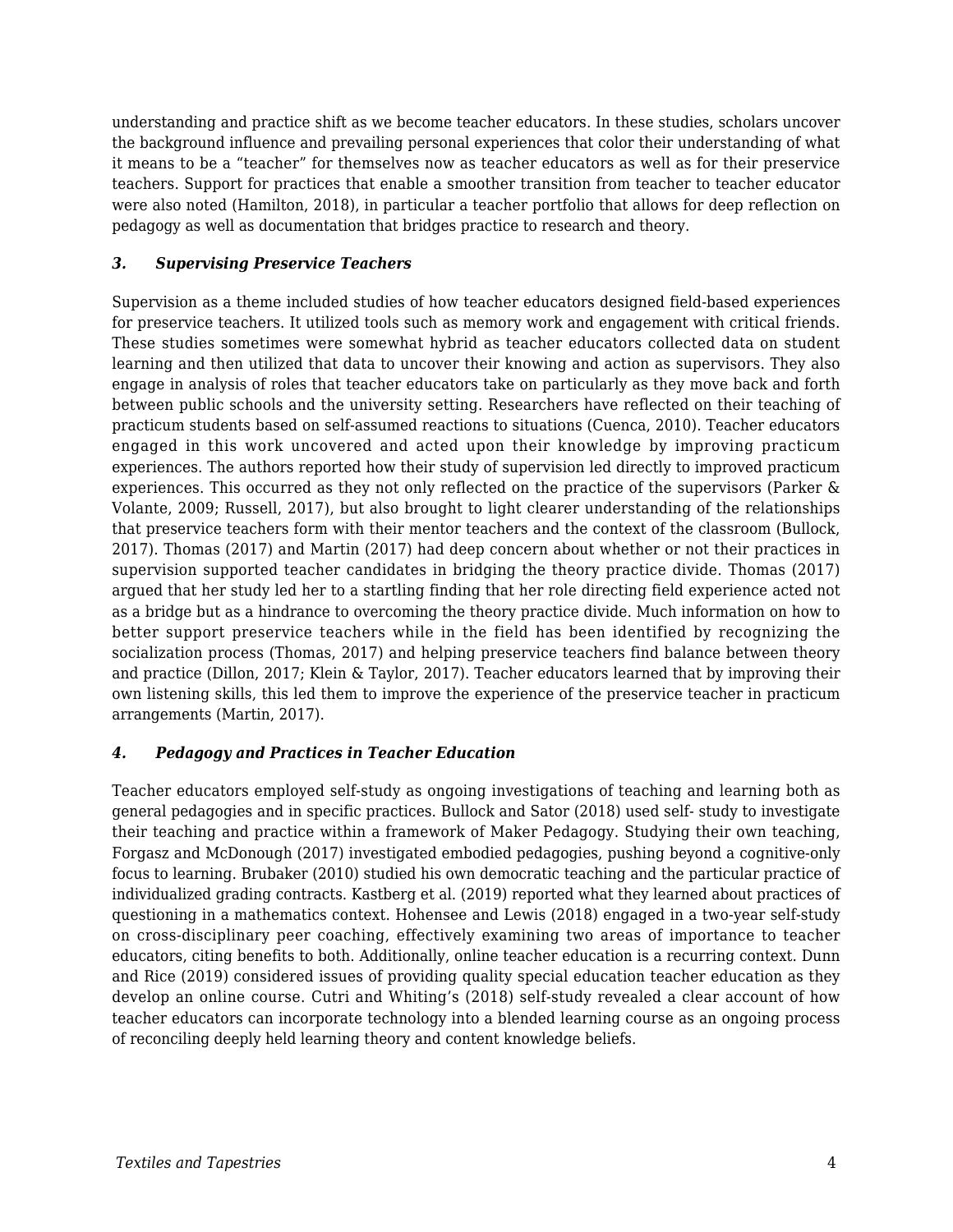understanding and practice shift as we become teacher educators. In these studies, scholars uncover the background influence and prevailing personal experiences that color their understanding of what it means to be a "teacher" for themselves now as teacher educators as well as for their preservice teachers. Support for practices that enable a smoother transition from teacher to teacher educator were also noted (Hamilton, 2018), in particular a teacher portfolio that allows for deep reflection on pedagogy as well as documentation that bridges practice to research and theory.

### *3. Supervising Preservice Teachers*

Supervision as a theme included studies of how teacher educators designed field-based experiences for preservice teachers. It utilized tools such as memory work and engagement with critical friends. These studies sometimes were somewhat hybrid as teacher educators collected data on student learning and then utilized that data to uncover their knowing and action as supervisors. They also engage in analysis of roles that teacher educators take on particularly as they move back and forth between public schools and the university setting. Researchers have reflected on their teaching of practicum students based on self-assumed reactions to situations (Cuenca, 2010). Teacher educators engaged in this work uncovered and acted upon their knowledge by improving practicum experiences. The authors reported how their study of supervision led directly to improved practicum experiences. This occurred as they not only reflected on the practice of the supervisors (Parker & Volante, 2009; Russell, 2017), but also brought to light clearer understanding of the relationships that preservice teachers form with their mentor teachers and the context of the classroom (Bullock, 2017). Thomas (2017) and Martin (2017) had deep concern about whether or not their practices in supervision supported teacher candidates in bridging the theory practice divide. Thomas (2017) argued that her study led her to a startling finding that her role directing field experience acted not as a bridge but as a hindrance to overcoming the theory practice divide. Much information on how to better support preservice teachers while in the field has been identified by recognizing the socialization process (Thomas, 2017) and helping preservice teachers find balance between theory and practice (Dillon, 2017; Klein & Taylor, 2017). Teacher educators learned that by improving their own listening skills, this led them to improve the experience of the preservice teacher in practicum arrangements (Martin, 2017).

### *4. Pedagogy and Practices in Teacher Education*

Teacher educators employed self-study as ongoing investigations of teaching and learning both as general pedagogies and in specific practices. Bullock and Sator (2018) used self- study to investigate their teaching and practice within a framework of Maker Pedagogy. Studying their own teaching, Forgasz and McDonough (2017) investigated embodied pedagogies, pushing beyond a cognitive-only focus to learning. Brubaker (2010) studied his own democratic teaching and the particular practice of individualized grading contracts. Kastberg et al. (2019) reported what they learned about practices of questioning in a mathematics context. Hohensee and Lewis (2018) engaged in a two-year self-study on cross-disciplinary peer coaching, effectively examining two areas of importance to teacher educators, citing benefits to both. Additionally, online teacher education is a recurring context. Dunn and Rice (2019) considered issues of providing quality special education teacher education as they develop an online course. Cutri and Whiting's (2018) self-study revealed a clear account of how teacher educators can incorporate technology into a blended learning course as an ongoing process of reconciling deeply held learning theory and content knowledge beliefs.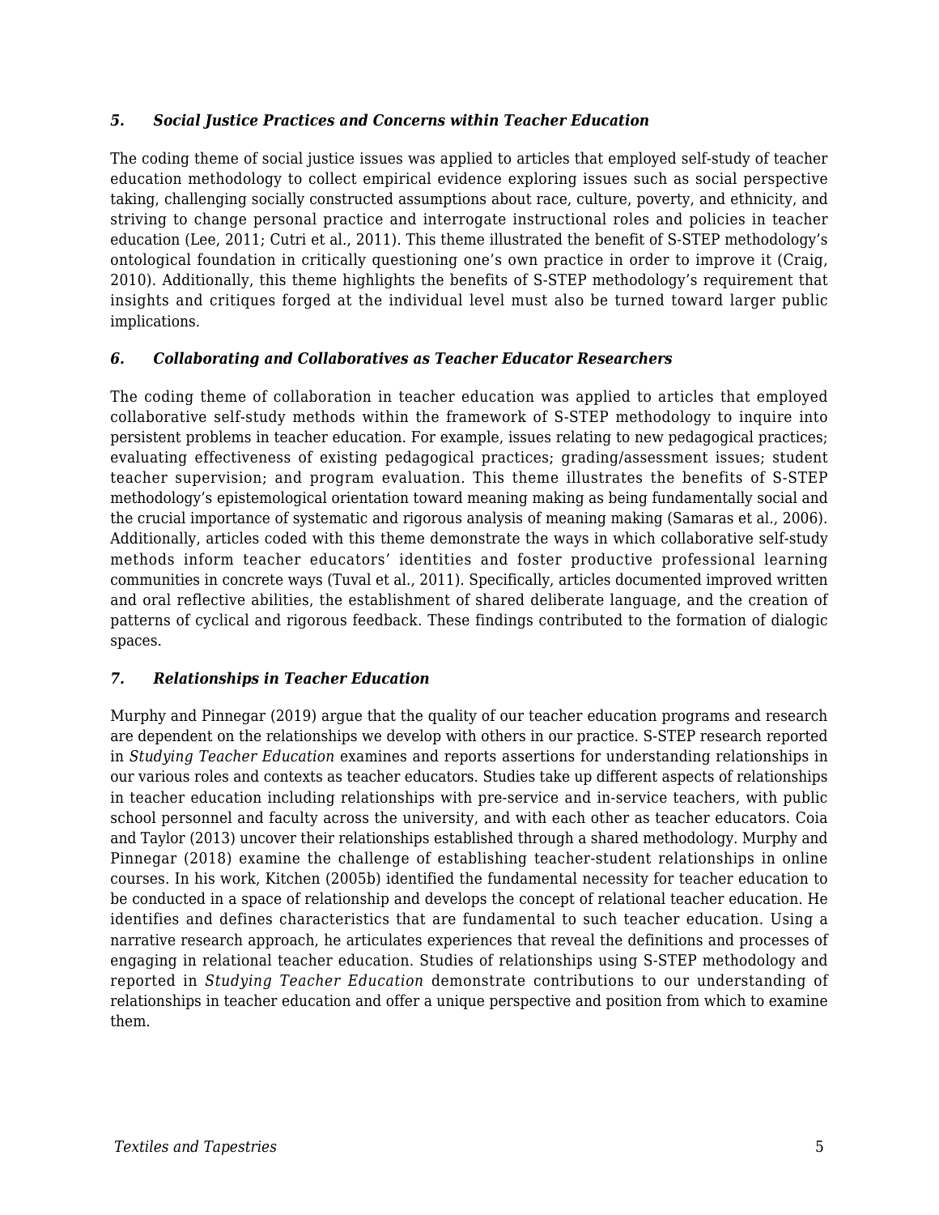### *5. Social Justice Practices and Concerns within Teacher Education*

The coding theme of social justice issues was applied to articles that employed self-study of teacher education methodology to collect empirical evidence exploring issues such as social perspective taking, challenging socially constructed assumptions about race, culture, poverty, and ethnicity, and striving to change personal practice and interrogate instructional roles and policies in teacher education (Lee, 2011; Cutri et al., 2011). This theme illustrated the benefit of S-STEP methodology's ontological foundation in critically questioning one's own practice in order to improve it (Craig, 2010). Additionally, this theme highlights the benefits of S-STEP methodology's requirement that insights and critiques forged at the individual level must also be turned toward larger public implications.

### *6. Collaborating and Collaboratives as Teacher Educator Researchers*

The coding theme of collaboration in teacher education was applied to articles that employed collaborative self-study methods within the framework of S-STEP methodology to inquire into persistent problems in teacher education. For example, issues relating to new pedagogical practices; evaluating effectiveness of existing pedagogical practices; grading/assessment issues; student teacher supervision; and program evaluation. This theme illustrates the benefits of S-STEP methodology's epistemological orientation toward meaning making as being fundamentally social and the crucial importance of systematic and rigorous analysis of meaning making (Samaras et al., 2006). Additionally, articles coded with this theme demonstrate the ways in which collaborative self-study methods inform teacher educators' identities and foster productive professional learning communities in concrete ways (Tuval et al., 2011). Specifically, articles documented improved written and oral reflective abilities, the establishment of shared deliberate language, and the creation of patterns of cyclical and rigorous feedback. These findings contributed to the formation of dialogic spaces.

### *7. Relationships in Teacher Education*

Murphy and Pinnegar (2019) argue that the quality of our teacher education programs and research are dependent on the relationships we develop with others in our practice. S-STEP research reported in *Studying Teacher Education* examines and reports assertions for understanding relationships in our various roles and contexts as teacher educators. Studies take up different aspects of relationships in teacher education including relationships with pre-service and in-service teachers, with public school personnel and faculty across the university, and with each other as teacher educators. Coia and Taylor (2013) uncover their relationships established through a shared methodology. Murphy and Pinnegar (2018) examine the challenge of establishing teacher-student relationships in online courses. In his work, Kitchen (2005b) identified the fundamental necessity for teacher education to be conducted in a space of relationship and develops the concept of relational teacher education. He identifies and defines characteristics that are fundamental to such teacher education. Using a narrative research approach, he articulates experiences that reveal the definitions and processes of engaging in relational teacher education. Studies of relationships using S-STEP methodology and reported in *Studying Teacher Education* demonstrate contributions to our understanding of relationships in teacher education and offer a unique perspective and position from which to examine them.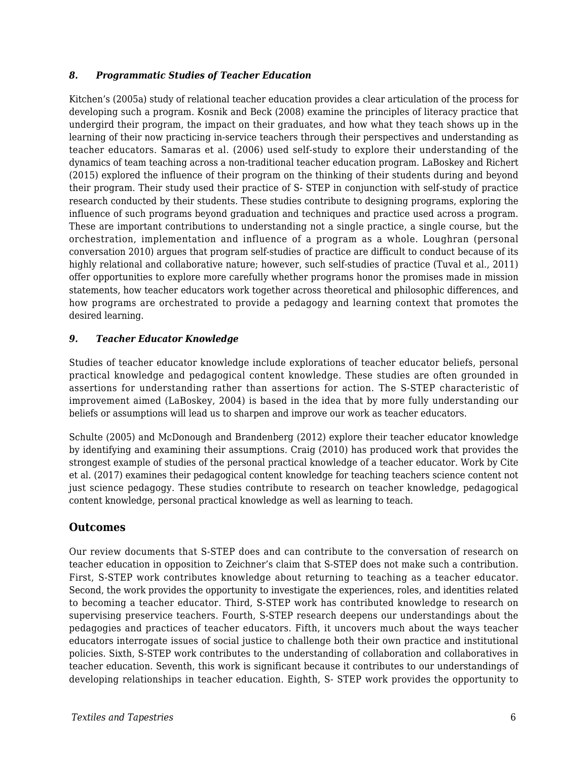### *8. Programmatic Studies of Teacher Education*

Kitchen's (2005a) study of relational teacher education provides a clear articulation of the process for developing such a program. Kosnik and Beck (2008) examine the principles of literacy practice that undergird their program, the impact on their graduates, and how what they teach shows up in the learning of their now practicing in-service teachers through their perspectives and understanding as teacher educators. Samaras et al. (2006) used self-study to explore their understanding of the dynamics of team teaching across a non-traditional teacher education program. LaBoskey and Richert (2015) explored the influence of their program on the thinking of their students during and beyond their program. Their study used their practice of S- STEP in conjunction with self-study of practice research conducted by their students. These studies contribute to designing programs, exploring the influence of such programs beyond graduation and techniques and practice used across a program. These are important contributions to understanding not a single practice, a single course, but the orchestration, implementation and influence of a program as a whole. Loughran (personal conversation 2010) argues that program self-studies of practice are difficult to conduct because of its highly relational and collaborative nature; however, such self-studies of practice (Tuval et al., 2011) offer opportunities to explore more carefully whether programs honor the promises made in mission statements, how teacher educators work together across theoretical and philosophic differences, and how programs are orchestrated to provide a pedagogy and learning context that promotes the desired learning.

### *9. Teacher Educator Knowledge*

Studies of teacher educator knowledge include explorations of teacher educator beliefs, personal practical knowledge and pedagogical content knowledge. These studies are often grounded in assertions for understanding rather than assertions for action. The S-STEP characteristic of improvement aimed (LaBoskey, 2004) is based in the idea that by more fully understanding our beliefs or assumptions will lead us to sharpen and improve our work as teacher educators.

Schulte (2005) and McDonough and Brandenberg (2012) explore their teacher educator knowledge by identifying and examining their assumptions. Craig (2010) has produced work that provides the strongest example of studies of the personal practical knowledge of a teacher educator. Work by Cite et al. (2017) examines their pedagogical content knowledge for teaching teachers science content not just science pedagogy. These studies contribute to research on teacher knowledge, pedagogical content knowledge, personal practical knowledge as well as learning to teach.

## Outcomes

Our review documents that S-STEP does and can contribute to the conversation of research on teacher education in opposition to Zeichner's claim that S-STEP does not make such a contribution. First, S-STEP work contributes knowledge about returning to teaching as a teacher educator. Second, the work provides the opportunity to investigate the experiences, roles, and identities related to becoming a teacher educator. Third, S-STEP work has contributed knowledge to research on supervising preservice teachers. Fourth, S-STEP research deepens our understandings about the pedagogies and practices of teacher educators. Fifth, it uncovers much about the ways teacher educators interrogate issues of social justice to challenge both their own practice and institutional policies. Sixth, S-STEP work contributes to the understanding of collaboration and collaboratives in teacher education. Seventh, this work is significant because it contributes to our understandings of developing relationships in teacher education. Eighth, S- STEP work provides the opportunity to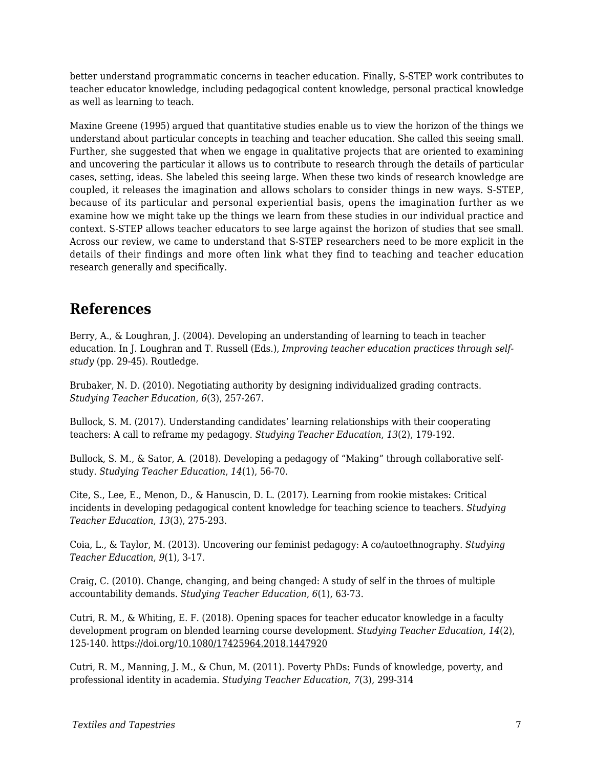better understand programmatic concerns in teacher education. Finally, S-STEP work contributes to teacher educator knowledge, including pedagogical content knowledge, personal practical knowledge as well as learning to teach.

Maxine Greene (1995) argued that quantitative studies enable us to view the horizon of the things we understand about particular concepts in teaching and teacher education. She called this seeing small. Further, she suggested that when we engage in qualitative projects that are oriented to examining and uncovering the particular it allows us to contribute to research through the details of particular cases, setting, ideas. She labeled this seeing large. When these two kinds of research knowledge are coupled, it releases the imagination and allows scholars to consider things in new ways. S-STEP, because of its particular and personal experiential basis, opens the imagination further as we examine how we might take up the things we learn from these studies in our individual practice and context. S-STEP allows teacher educators to see large against the horizon of studies that see small. Across our review, we came to understand that S-STEP researchers need to be more explicit in the details of their findings and more often link what they find to teaching and teacher education research generally and specifically.

## References

Berry, A., & Loughran, J. (2004). Developing an understanding of learning to teach in teacher education. In J. Loughran and T. Russell (Eds.), *Improving teacher education practices through self-study* (pp. 29-45). Routledge.

Brubaker, N. D. (2010). Negotiating authority by designing individualized grading contracts. *Studying Teacher Education*, *6*(3), 257-267.

Bullock, S. M. (2017). Understanding candidates' learning relationships with their cooperating teachers: A call to reframe my pedagogy. *Studying Teacher Education*, *13*(2), 179-192.

Bullock, S. M., & Sator, A. (2018). Developing a pedagogy of "Making" through collaborative self-study. *Studying Teacher Education*, *14*(1), 56-70.

Cite, S., Lee, E., Menon, D., & Hanuscin, D. L. (2017). Learning from rookie mistakes: Critical incidents in developing pedagogical content knowledge for teaching science to teachers. *Studying Teacher Education*, *13*(3), 275-293.

Coia, L., & Taylor, M. (2013). Uncovering our feminist pedagogy: A co/autoethnography. *Studying Teacher Education*, *9*(1), 3-17.

Craig, C. (2010). Change, changing, and being changed: A study of self in the throes of multiple accountability demands. *Studying Teacher Education*, *6*(1), 63-73.

Cutri, R. M., & Whiting, E. F. (2018). Opening spaces for teacher educator knowledge in a faculty development program on blended learning course development. *Studying Teacher Education, 14*(2), 125-140. https://doi.org/10.1080/17425964.2018.1447920

Cutri, R. M., Manning, J. M., & Chun, M. (2011). Poverty PhDs: Funds of knowledge, poverty, and professional identity in academia. *Studying Teacher Education, 7*(3), 299-314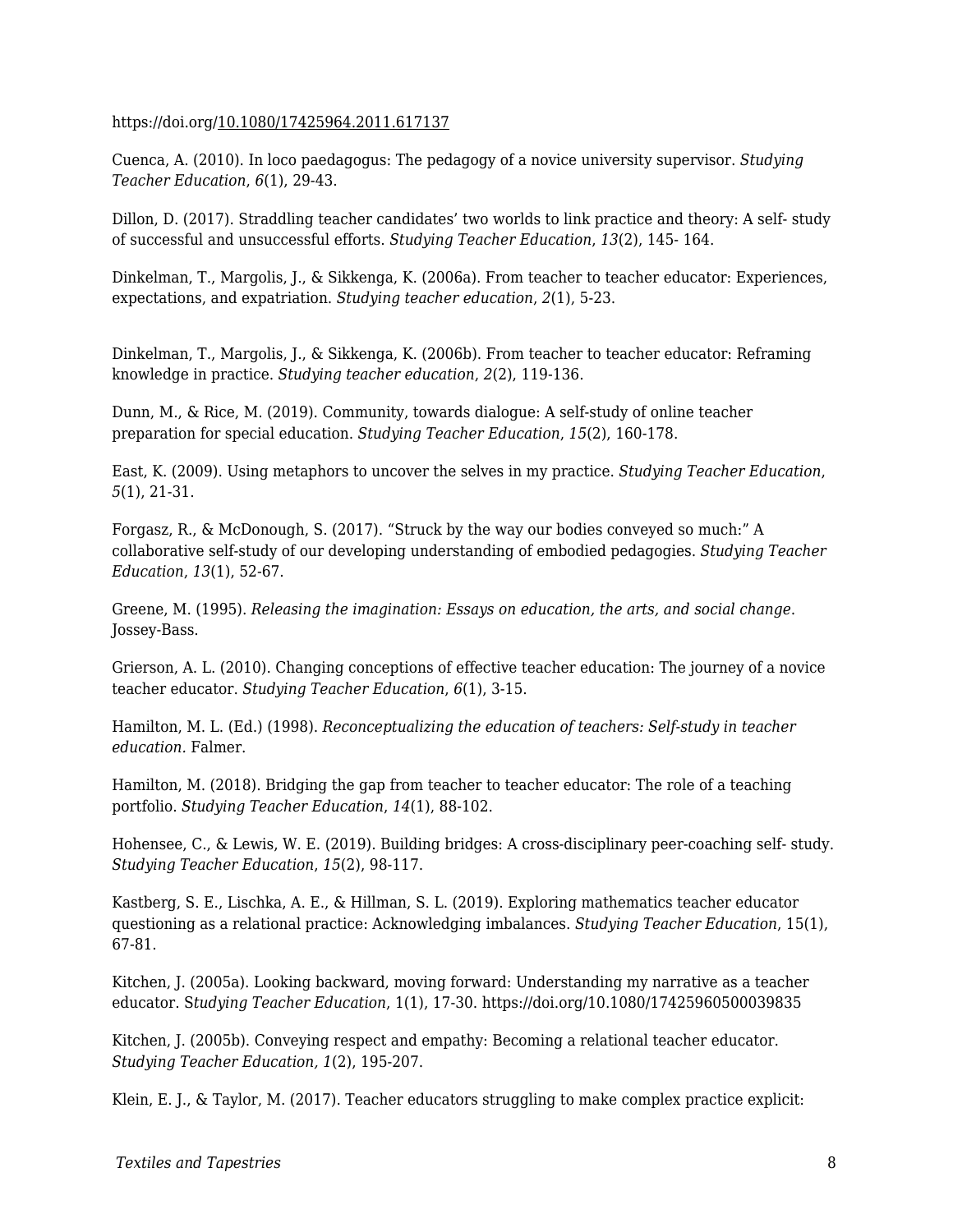https://doi.org/10.1080/17425964.2011.617137

Cuenca, A. (2010). In loco paedagogus: The pedagogy of a novice university supervisor. *Studying Teacher Education*, *6*(1), 29-43.

Dillon, D. (2017). Straddling teacher candidates' two worlds to link practice and theory: A self- study of successful and unsuccessful efforts. *Studying Teacher Education*, *13*(2), 145- 164.

Dinkelman, T., Margolis, J., & Sikkenga, K. (2006a). From teacher to teacher educator: Experiences, expectations, and expatriation. *Studying teacher education*, *2*(1), 5-23.

Dinkelman, T., Margolis, J., & Sikkenga, K. (2006b). From teacher to teacher educator: Reframing knowledge in practice. *Studying teacher education*, *2*(2), 119-136.

Dunn, M., & Rice, M. (2019). Community, towards dialogue: A self-study of online teacher preparation for special education. *Studying Teacher Education*, *15*(2), 160-178.

East, K. (2009). Using metaphors to uncover the selves in my practice. *Studying Teacher Education*, *5*(1), 21-31.

Forgasz, R., & McDonough, S. (2017). "Struck by the way our bodies conveyed so much:" A collaborative self-study of our developing understanding of embodied pedagogies. *Studying Teacher Education*, *13*(1), 52-67.

Greene, M. (1995). *Releasing the imagination: Essays on education, the arts, and social change*. Jossey-Bass.

Grierson, A. L. (2010). Changing conceptions of effective teacher education: The journey of a novice teacher educator. *Studying Teacher Education*, *6*(1), 3-15.

Hamilton, M. L. (Ed.) (1998). *Reconceptualizing the education of teachers: Self-study in teacher education.* Falmer.

Hamilton, M. (2018). Bridging the gap from teacher to teacher educator: The role of a teaching portfolio. *Studying Teacher Education*, *14*(1), 88-102.

Hohensee, C., & Lewis, W. E. (2019). Building bridges: A cross-disciplinary peer-coaching self- study. *Studying Teacher Education*, *15*(2), 98-117.

Kastberg, S. E., Lischka, A. E., & Hillman, S. L. (2019). Exploring mathematics teacher educator questioning as a relational practice: Acknowledging imbalances. *Studying Teacher Education*, 15(1), 67-81.

Kitchen, J. (2005a). Looking backward, moving forward: Understanding my narrative as a teacher educator. S*tudying Teacher Education*, 1(1), 17-30. https://doi.org/10.1080/17425960500039835

Kitchen, J. (2005b). Conveying respect and empathy: Becoming a relational teacher educator. *Studying Teacher Education, 1*(2), 195-207.

Klein, E. J., & Taylor, M. (2017). Teacher educators struggling to make complex practice explicit: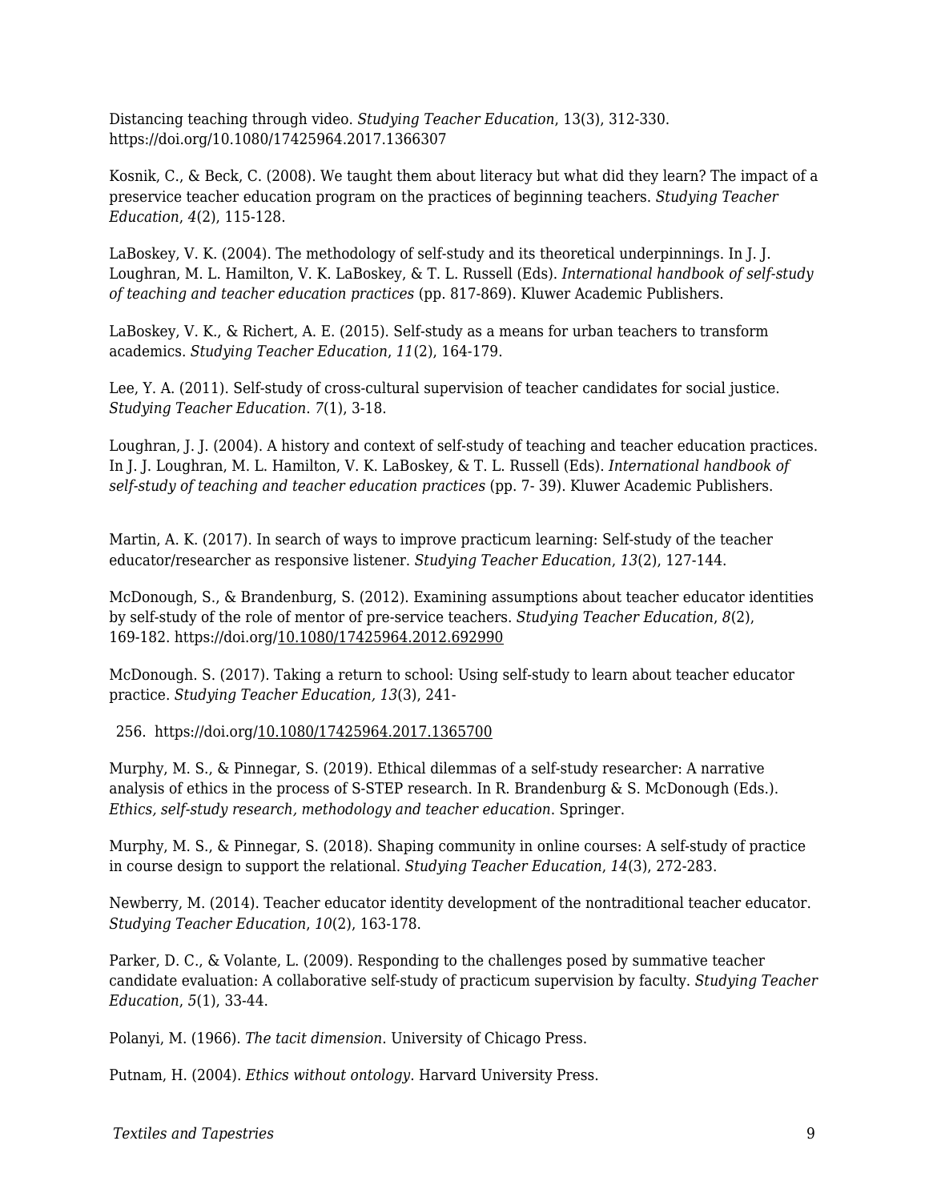Distancing teaching through video. *Studying Teacher Education*, 13(3), 312-330. https://doi.org/10.1080/17425964.2017.1366307

Kosnik, C., & Beck, C. (2008). We taught them about literacy but what did they learn? The impact of a preservice teacher education program on the practices of beginning teachers. *Studying Teacher Education*, *4*(2), 115-128.

LaBoskey, V. K. (2004). The methodology of self-study and its theoretical underpinnings. In J. J. Loughran, M. L. Hamilton, V. K. LaBoskey, & T. L. Russell (Eds). *International handbook of self-study of teaching and teacher education practices* (pp. 817-869). Kluwer Academic Publishers.

LaBoskey, V. K., & Richert, A. E. (2015). Self-study as a means for urban teachers to transform academics. *Studying Teacher Education*, *11*(2), 164-179.

Lee, Y. A. (2011). Self-study of cross-cultural supervision of teacher candidates for social justice. *Studying Teacher Education. 7*(1), 3-18.

Loughran, J. J. (2004). A history and context of self-study of teaching and teacher education practices. In J. J. Loughran, M. L. Hamilton, V. K. LaBoskey, & T. L. Russell (Eds). *International handbook of self-study of teaching and teacher education practices* (pp. 7- 39). Kluwer Academic Publishers.

Martin, A. K. (2017). In search of ways to improve practicum learning: Self-study of the teacher educator/researcher as responsive listener. *Studying Teacher Education*, *13*(2), 127-144.

McDonough, S., & Brandenburg, S. (2012). Examining assumptions about teacher educator identities by self-study of the role of mentor of pre-service teachers. *Studying Teacher Education*, *8*(2), 169-182. https://doi.org/10.1080/17425964.2012.692990

McDonough. S. (2017). Taking a return to school: Using self-study to learn about teacher educator practice. *Studying Teacher Education, 13*(3), 241-

256. https://doi.org/10.1080/17425964.2017.1365700

Murphy, M. S., & Pinnegar, S. (2019). Ethical dilemmas of a self-study researcher: A narrative analysis of ethics in the process of S-STEP research. In R. Brandenburg & S. McDonough (Eds.). *Ethics, self-study research, methodology and teacher education*. Springer.

Murphy, M. S., & Pinnegar, S. (2018). Shaping community in online courses: A self-study of practice in course design to support the relational. *Studying Teacher Education*, *14*(3), 272-283.

Newberry, M. (2014). Teacher educator identity development of the nontraditional teacher educator. *Studying Teacher Education*, *10*(2), 163-178.

Parker, D. C., & Volante, L. (2009). Responding to the challenges posed by summative teacher candidate evaluation: A collaborative self-study of practicum supervision by faculty. *Studying Teacher Education*, *5*(1), 33-44.

Polanyi, M. (1966). *The tacit dimension*. University of Chicago Press.

Putnam, H. (2004). *Ethics without ontology*. Harvard University Press.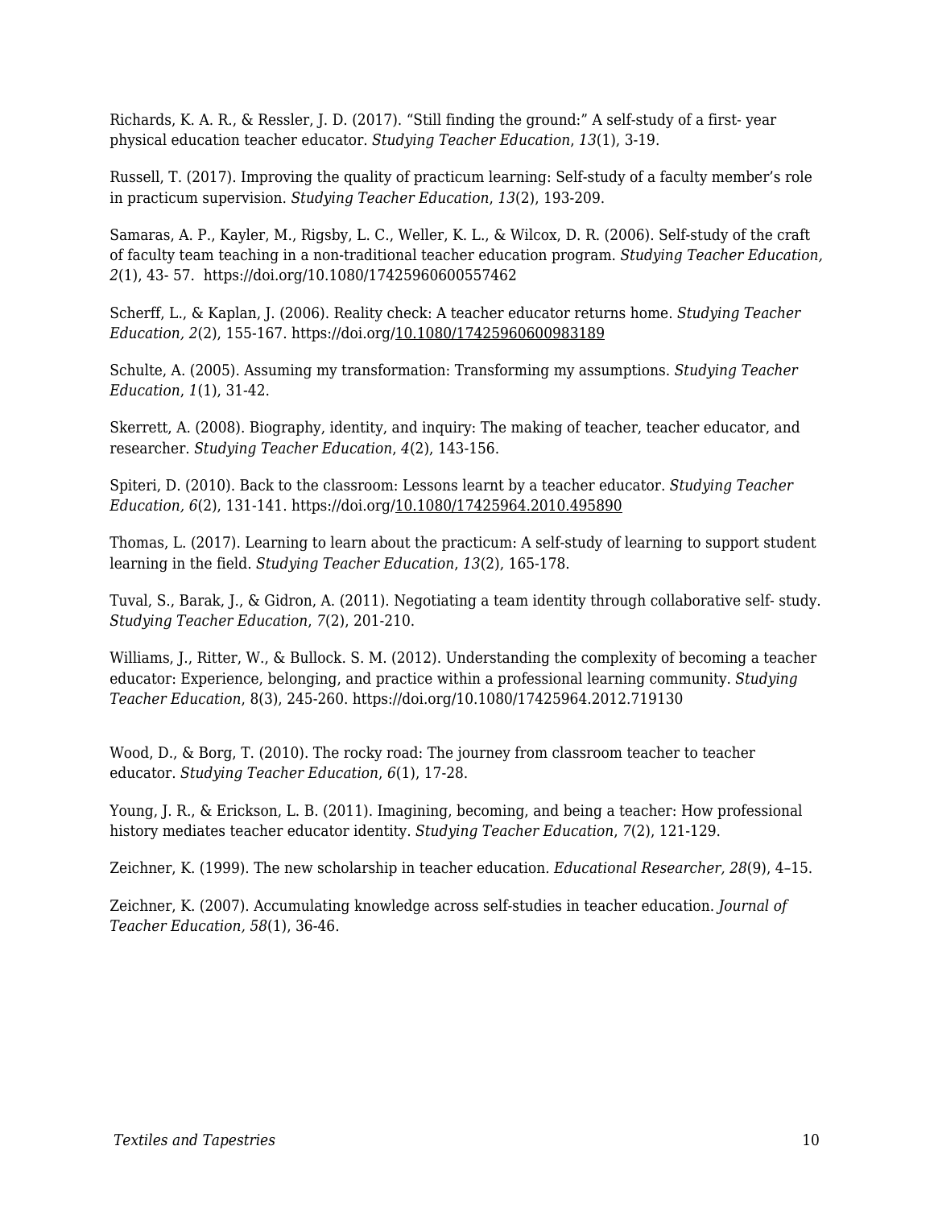Richards, K. A. R., & Ressler, J. D. (2017). "Still finding the ground:" A self-study of a first- year physical education teacher educator. *Studying Teacher Education*, *13*(1), 3-19.

Russell, T. (2017). Improving the quality of practicum learning: Self-study of a faculty member's role in practicum supervision. *Studying Teacher Education*, *13*(2), 193-209.

Samaras, A. P., Kayler, M., Rigsby, L. C., Weller, K. L., & Wilcox, D. R. (2006). Self-study of the craft of faculty team teaching in a non-traditional teacher education program. *Studying Teacher Education, 2*(1), 43- 57. https://doi.org/10.1080/17425960600557462

Scherff, L., & Kaplan, J. (2006). Reality check: A teacher educator returns home. *Studying Teacher Education, 2*(2), 155-167. https://doi.org/10.1080/17425960600983189

Schulte, A. (2005). Assuming my transformation: Transforming my assumptions. *Studying Teacher Education*, *1*(1), 31-42.

Skerrett, A. (2008). Biography, identity, and inquiry: The making of teacher, teacher educator, and researcher. *Studying Teacher Education*, *4*(2), 143-156.

Spiteri, D. (2010). Back to the classroom: Lessons learnt by a teacher educator. *Studying Teacher Education, 6*(2), 131-141. https://doi.org/10.1080/17425964.2010.495890

Thomas, L. (2017). Learning to learn about the practicum: A self-study of learning to support student learning in the field. *Studying Teacher Education*, *13*(2), 165-178.

Tuval, S., Barak, J., & Gidron, A. (2011). Negotiating a team identity through collaborative self- study. *Studying Teacher Education*, *7*(2), 201-210.

Williams, J., Ritter, W., & Bullock. S. M. (2012). Understanding the complexity of becoming a teacher educator: Experience, belonging, and practice within a professional learning community. *Studying Teacher Education*, 8(3), 245-260. https://doi.org/10.1080/17425964.2012.719130

Wood, D., & Borg, T. (2010). The rocky road: The journey from classroom teacher to teacher educator. *Studying Teacher Education*, *6*(1), 17-28.

Young, J. R., & Erickson, L. B. (2011). Imagining, becoming, and being a teacher: How professional history mediates teacher educator identity. *Studying Teacher Education*, *7*(2), 121-129.

Zeichner, K. (1999). The new scholarship in teacher education. *Educational Researcher, 28*(9), 4–15.

Zeichner, K. (2007). Accumulating knowledge across self-studies in teacher education. *Journal of Teacher Education, 58*(1), 36-46.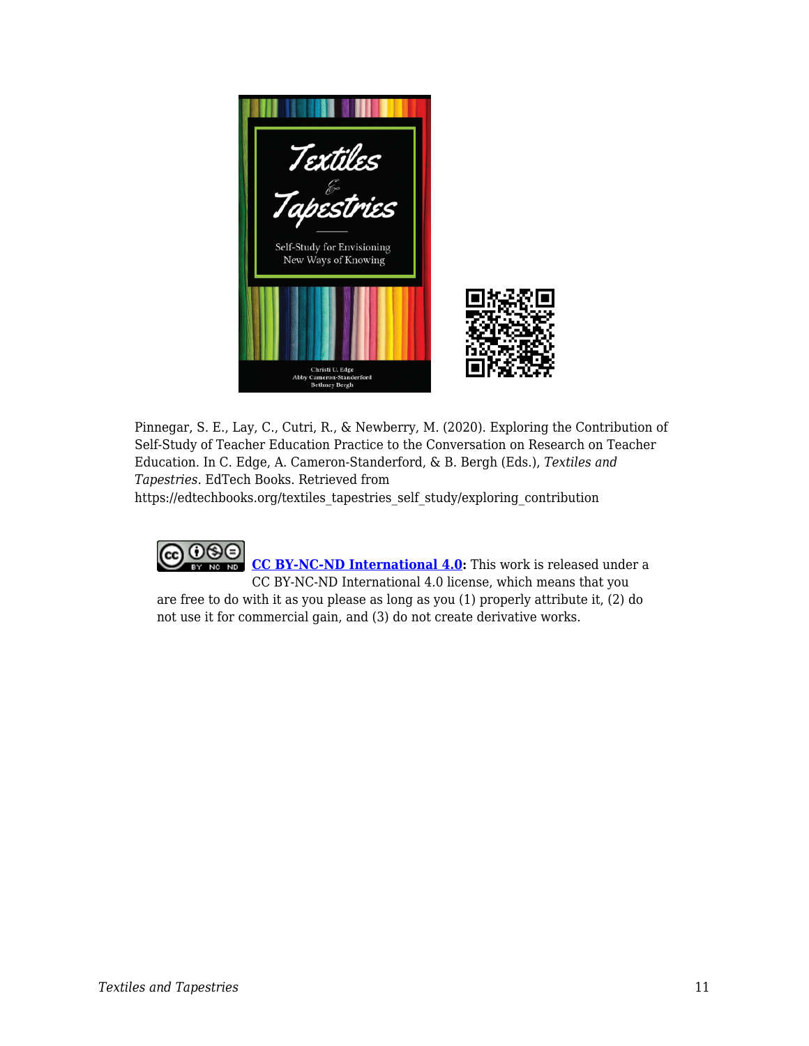Pinnegar, S. E., Lay, C., Cutri, R., & Newberry, M. (2020). Exploring the Contribution of Self-Study of Teacher Education Practice to the Conversation on Research on Teacher Education. In C. Edge, A. Cameron-Standerford, & B. Bergh (Eds.), *Textiles and Tapestries*. EdTech Books. Retrieved from https://edtechbooks.org/textiles_tapestries_self_study/exploring_contribution

**CC BY-NC-ND International 4.0:** This work is released under a CC BY-NC-ND International 4.0 license, which means that you are free to do with it as you please as long as you (1) properly attribute it, (2) do not use it for commercial gain, and (3) do not create derivative works.